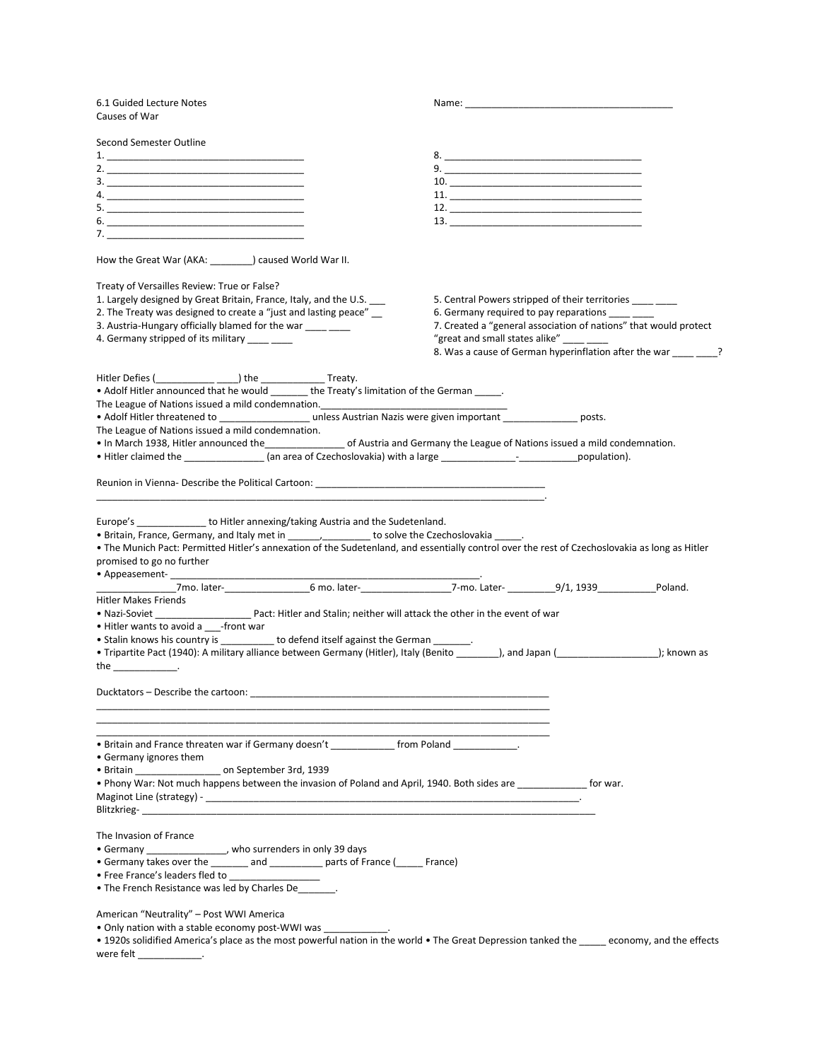6.1 Guided Lecture Notes
Causes of War

Name: _______________________________________

Second Semester Outline

1. _____________________________________
2. _____________________________________
3. _____________________________________
4. _____________________________________
5. _____________________________________
6. _____________________________________
7. _____________________________________
8. _____________________________________
9. _____________________________________
10. ____________________________________
11. ____________________________________
12. ____________________________________
13. ____________________________________

How the Great War (AKA: ________) caused World War II.

Treaty of Versailles Review: True or False?

1. Largely designed by Great Britain, France, Italy, and the U.S. ___
2. The Treaty was designed to create a "just and lasting peace" __
3. Austria-Hungary officially blamed for the war ____ ____
4. Germany stripped of its military ____ ____
5. Central Powers stripped of their territories ____ ____
6. Germany required to pay reparations ____ ____
7. Created a "general association of nations" that would protect "great and small states alike" ____ ____
8. Was a cause of German hyperinflation after the war ____ ____?

Hitler Defies (___________ ____) the ____________ Treaty.

- Adolf Hitler announced that he would _______ the Treaty's limitation of the German _____.

The League of Nations issued a mild condemnation.___________________________________

- Adolf Hitler threatened to ________________ unless Austrian Nazis were given important ______________ posts.

The League of Nations issued a mild condemnation.

- In March 1938, Hitler announced the_______________ of Austria and Germany the League of Nations issued a mild condemnation.
- Hitler claimed the _______________ (an area of Czechoslovakia) with a large ______________-___________population).

Reunion in Vienna- Describe the Political Cartoon: ____________________________________________
_______________________________________________________________________________.

Europe's _____________ to Hitler annexing/taking Austria and the Sudetenland.

- Britain, France, Germany, and Italy met in ______,_________ to solve the Czechoslovakia _____.
- The Munich Pact: Permitted Hitler's annexation of the Sudetenland, and essentially control over the rest of Czechoslovakia as long as Hitler promised to go no further
- Appeasement- __________________________________________________________.

_______________7mo. later-________________6 mo. later-_________________7-mo. Later- _________9/1, 1939___________Poland.

Hitler Makes Friends

- Nazi-Soviet __________________ Pact: Hitler and Stalin; neither will attack the other in the event of war
- Hitler wants to avoid a ___-front war
- Stalin knows his country is __________ to defend itself against the German _______.
- Tripartite Pact (1940): A military alliance between Germany (Hitler), Italy (Benito ________), and Japan (___________________); known as the ____________.

Ducktators – Describe the cartoon: _________________________________________________________
_______________________________________________________________________________
_______________________________________________________________________________
_______________________________________________________________________________

- Britain and France threaten war if Germany doesn't ____________ from Poland ____________.
- Germany ignores them
- Britain ________________ on September 3rd, 1939
- Phony War: Not much happens between the invasion of Poland and April, 1940. Both sides are _____________ for war.

Maginot Line (strategy) - _______________________________________________________________________.

Blitzkrieg- _____________________________________________________________________________________

The Invasion of France

- Germany _______________, who surrenders in only 39 days
- Germany takes over the _______ and __________ parts of France (_____ France)
- Free France's leaders fled to ________________
- The French Resistance was led by Charles De_______.

American "Neutrality" – Post WWI America

- Only nation with a stable economy post-WWI was ____________.
- 1920s solidified America's place as the most powerful nation in the world • The Great Depression tanked the _____ economy, and the effects were felt ____________.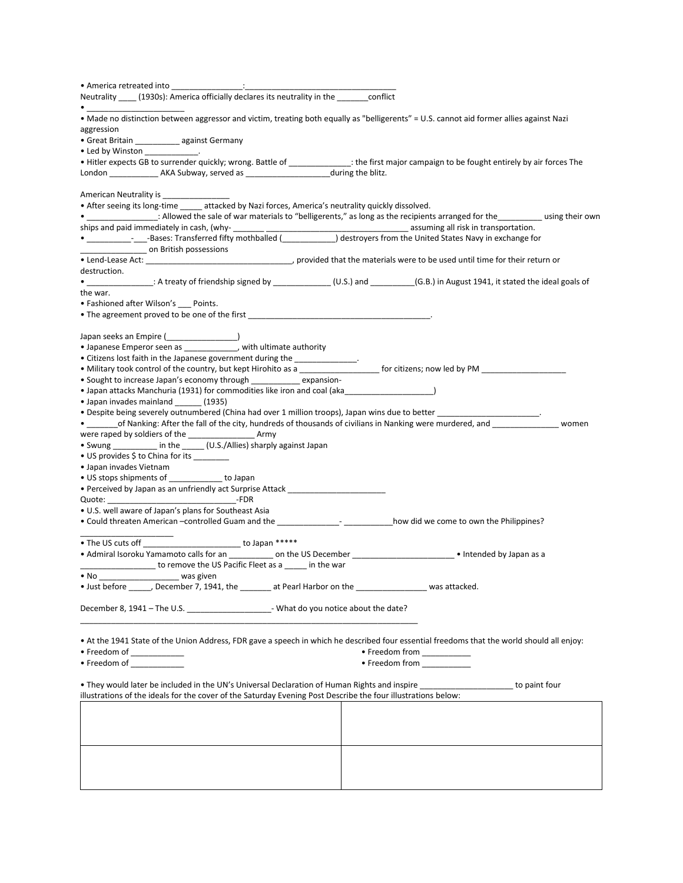• America retreated into ________________:___________________________________

Neutrality ____ (1930s): America officially declares its neutrality in the _______conflict

• ______________________

• Made no distinction between aggressor and victim, treating both equally as "belligerents" = U.S. cannot aid former allies against Nazi aggression

• Great Britain __________ against Germany

• Led by Winston ____________.

• Hitler expects GB to surrender quickly; wrong. Battle of ______________: the first major campaign to be fought entirely by air forces The London ___________ AKA Subway, served as ___________________during the blitz.

American Neutrality is _______________

• After seeing its long-time _____ attacked by Nazi forces, America's neutrality quickly dissolved.

• ________________: Allowed the sale of war materials to "belligerents," as long as the recipients arranged for the__________ using their own ships and paid immediately in cash, (why- _______ _________________________________ assuming all risk in transportation.

• __________-___-Bases: Transferred fifty mothballed (____________) destroyers from the United States Navy in exchange for _______________ on British possessions

• Lend-Lease Act: __________________________________, provided that the materials were to be used until time for their return or destruction.

• _______________: A treaty of friendship signed by _____________ (U.S.) and __________(G.B.) in August 1941, it stated the ideal goals of the war.

• Fashioned after Wilson's ___ Points.

• The agreement proved to be one of the first __________________________________________.

Japan seeks an Empire (________________)

• Japanese Emperor seen as ____________, with ultimate authority

• Citizens lost faith in the Japanese government during the ______________.

• Military took control of the country, but kept Hirohito as a __________________ for citizens; now led by PM ___________________

• Sought to increase Japan's economy through ___________ expansion-

• Japan attacks Manchuria (1931) for commodities like iron and coal (aka____________________)

• Japan invades mainland ______ (1935)

• Despite being severely outnumbered (China had over 1 million troops), Japan wins due to better _______________________.

• _______of Nanking: After the fall of the city, hundreds of thousands of civilians in Nanking were murdered, and _______________ women were raped by soldiers of the _______________ Army

• Swung __________ in the _____ (U.S./Allies) sharply against Japan

• US provides $ to China for its ________

• Japan invades Vietnam

• US stops shipments of ____________ to Japan

• Perceived by Japan as an unfriendly act Surprise Attack ______________________

Quote: ______________________________-FDR

• U.S. well aware of Japan's plans for Southeast Asia

• Could threaten American –controlled Guam and the ______________- ___________how did we come to own the Philippines? _____________________

• The US cuts off ______________________ to Japan *****

• Admiral Isoroku Yamamoto calls for an __________ on the US December _______________________ • Intended by Japan as a _________________ to remove the US Pacific Fleet as a _____ in the war

• No __________________ was given

• Just before _____, December 7, 1941, the _______ at Pearl Harbor on the ________________ was attacked.

December 8, 1941 – The U.S. ___________________- What do you notice about the date? ____________________________________________________________________________

• At the 1941 State of the Union Address, FDR gave a speech in which he described four essential freedoms that the world should all enjoy:

• Freedom of ____________

• Freedom of ____________

• Freedom from ___________

• Freedom from ___________

• They would later be included in the UN's Universal Declaration of Human Rights and inspire _____________________ to paint four illustrations of the ideals for the cover of the Saturday Evening Post Describe the four illustrations below:

| | |
|---|---|
| | |
| | |